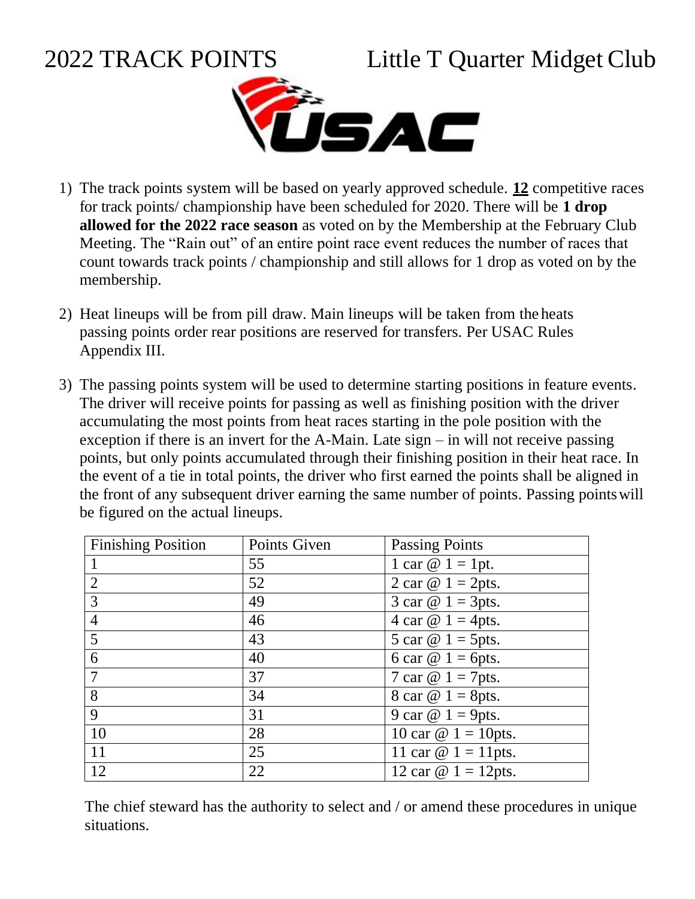# 2022 TRACK POINTS Little T Quarter Midget Club

1) The track points system will be based on yearly approved schedule. **12** competitive races for track points/ championship have been scheduled for 2020. There will be **1 drop allowed for the 2022 race season** as voted on by the Membership at the February Club Meeting. The "Rain out" of an entire point race event reduces the number of races that count towards track points / championship and still allows for 1 drop as voted on by the membership.

2) Heat lineups will be from pill draw. Main lineups will be taken from the heats passing points order rear positions are reserved for transfers. Per USAC Rules Appendix III.

3) The passing points system will be used to determine starting positions in feature events. The driver will receive points for passing as well as finishing position with the driver accumulating the most points from heat races starting in the pole position with the exception if there is an invert for the A-Main. Late sign – in will not receive passing points, but only points accumulated through their finishing position in their heat race. In the event of a tie in total points, the driver who first earned the points shall be aligned in the front of any subsequent driver earning the same number of points. Passing points will be figured on the actual lineups.

| Finishing Position | Points Given | Passing Points |
|---|---|---|
| 1 | 55 | 1 car @ 1 = 1pt. |
| 2 | 52 | 2 car @ 1 = 2pts. |
| 3 | 49 | 3 car @ 1 = 3pts. |
| 4 | 46 | 4 car @ 1 = 4pts. |
| 5 | 43 | 5 car @ 1 = 5pts. |
| 6 | 40 | 6 car @ 1 = 6pts. |
| 7 | 37 | 7 car @ 1 = 7pts. |
| 8 | 34 | 8 car @ 1 = 8pts. |
| 9 | 31 | 9 car @ 1 = 9pts. |
| 10 | 28 | 10 car @ 1 = 10pts. |
| 11 | 25 | 11 car @ 1 = 11pts. |
| 12 | 22 | 12 car @ 1 = 12pts. |

The chief steward has the authority to select and / or amend these procedures in unique situations.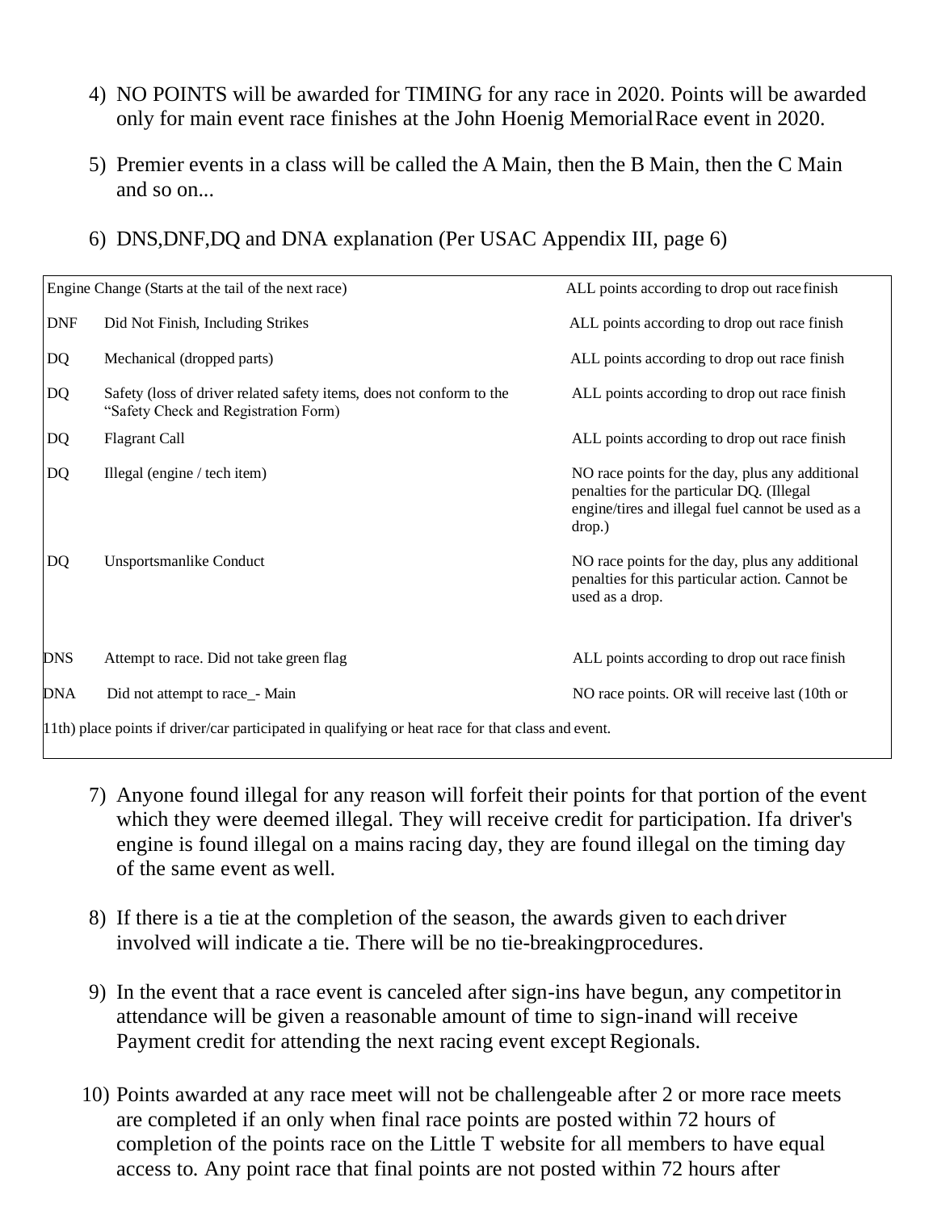4) NO POINTS will be awarded for TIMING for any race in 2020. Points will be awarded only for main event race finishes at the John Hoenig Memorial Race event in 2020.

5) Premier events in a class will be called the A Main, then the B Main, then the C Main and so on...

6) DNS,DNF,DQ and DNA explanation (Per USAC Appendix III, page 6)

| | | |
|---|---|---|
| Engine Change (Starts at the tail of the next race) | | ALL points according to drop out race finish |
| DNF | Did Not Finish, Including Strikes | ALL points according to drop out race finish |
| DQ | Mechanical (dropped parts) | ALL points according to drop out race finish |
| DQ | Safety (loss of driver related safety items, does not conform to the "Safety Check and Registration Form) | ALL points according to drop out race finish |
| DQ | Flagrant Call | ALL points according to drop out race finish |
| DQ | Illegal (engine / tech item) | NO race points for the day, plus any additional penalties for the particular DQ. (Illegal engine/tires and illegal fuel cannot be used as a drop.) |
| DQ | Unsportsmanlike Conduct | NO race points for the day, plus any additional penalties for this particular action. Cannot be used as a drop. |
| DNS | Attempt to race. Did not take green flag | ALL points according to drop out race finish |
| DNA | Did not attempt to race_- Main | NO race points. OR will receive last (10th or 11th) place points if driver/car participated in qualifying or heat race for that class and event. |

7) Anyone found illegal for any reason will forfeit their points for that portion of the event which they were deemed illegal. They will receive credit for participation. Ifa driver's engine is found illegal on a mains racing day, they are found illegal on the timing day of the same event as well.

8) If there is a tie at the completion of the season, the awards given to each driver involved will indicate a tie. There will be no tie-breakingprocedures.

9) In the event that a race event is canceled after sign-ins have begun, any competitor in attendance will be given a reasonable amount of time to sign-inand will receive Payment credit for attending the next racing event except Regionals.

10) Points awarded at any race meet will not be challengeable after 2 or more race meets are completed if an only when final race points are posted within 72 hours of completion of the points race on the Little T website for all members to have equal access to. Any point race that final points are not posted within 72 hours after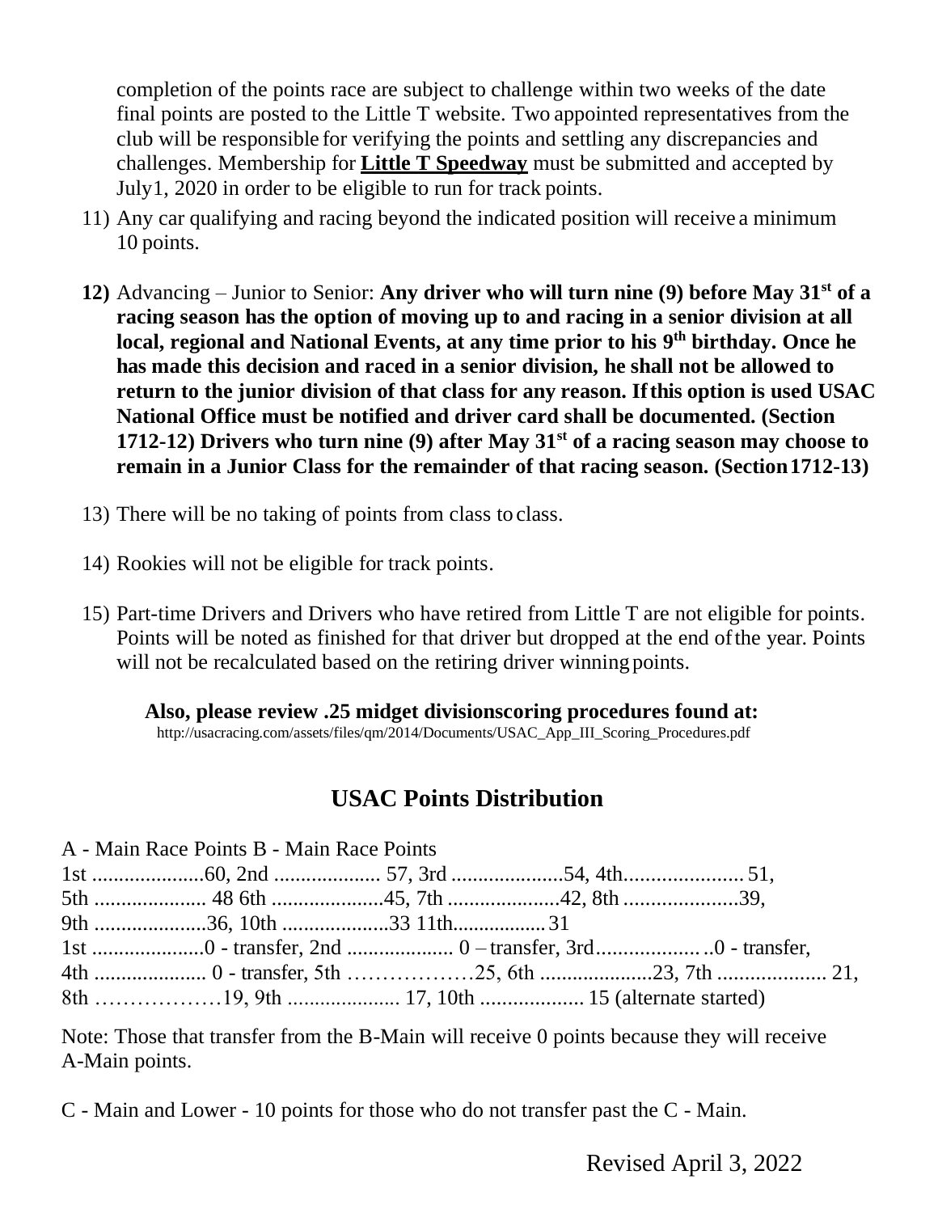completion of the points race are subject to challenge within two weeks of the date final points are posted to the Little T website. Two appointed representatives from the club will be responsible for verifying the points and settling any discrepancies and challenges. Membership for **Little T Speedway** must be submitted and accepted by July1, 2020 in order to be eligible to run for track points.

11) Any car qualifying and racing beyond the indicated position will receive a minimum 10 points.

12) Advancing – Junior to Senior: **Any driver who will turn nine (9) before May 31st of a racing season has the option of moving up to and racing in a senior division at all local, regional and National Events, at any time prior to his 9th birthday. Once he has made this decision and raced in a senior division, he shall not be allowed to return to the junior division of that class for any reason. If this option is used USAC National Office must be notified and driver card shall be documented. (Section 1712-12) Drivers who turn nine (9) after May 31st of a racing season may choose to remain in a Junior Class for the remainder of that racing season. (Section 1712-13)**

13) There will be no taking of points from class to class.

14) Rookies will not be eligible for track points.

15) Part-time Drivers and Drivers who have retired from Little T are not eligible for points. Points will be noted as finished for that driver but dropped at the end of the year. Points will not be recalculated based on the retiring driver winning points.

**Also, please review .25 midget divisionscoring procedures found at:**
http://usacracing.com/assets/files/qm/2014/Documents/USAC_App_III_Scoring_Procedures.pdf

## USAC Points Distribution

A - Main Race Points B - Main Race Points

1st .....................60, 2nd .................... 57, 3rd .....................54, 4th...................... 51,
5th ..................... 48 6th .....................45, 7th .....................42, 8th .....................39,
9th .....................36, 10th ....................33 11th.................. 31
1st .....................0 - transfer, 2nd .................... 0 – transfer, 3rd.................... ..0 - transfer,
4th ..................... 0 - transfer, 5th ………………25, 6th .....................23, 7th .................... 21,
8th ………………19, 9th ..................... 17, 10th ................... 15 (alternate started)

Note: Those that transfer from the B-Main will receive 0 points because they will receive A-Main points.

C - Main and Lower - 10 points for those who do not transfer past the C - Main.

Revised April 3, 2022